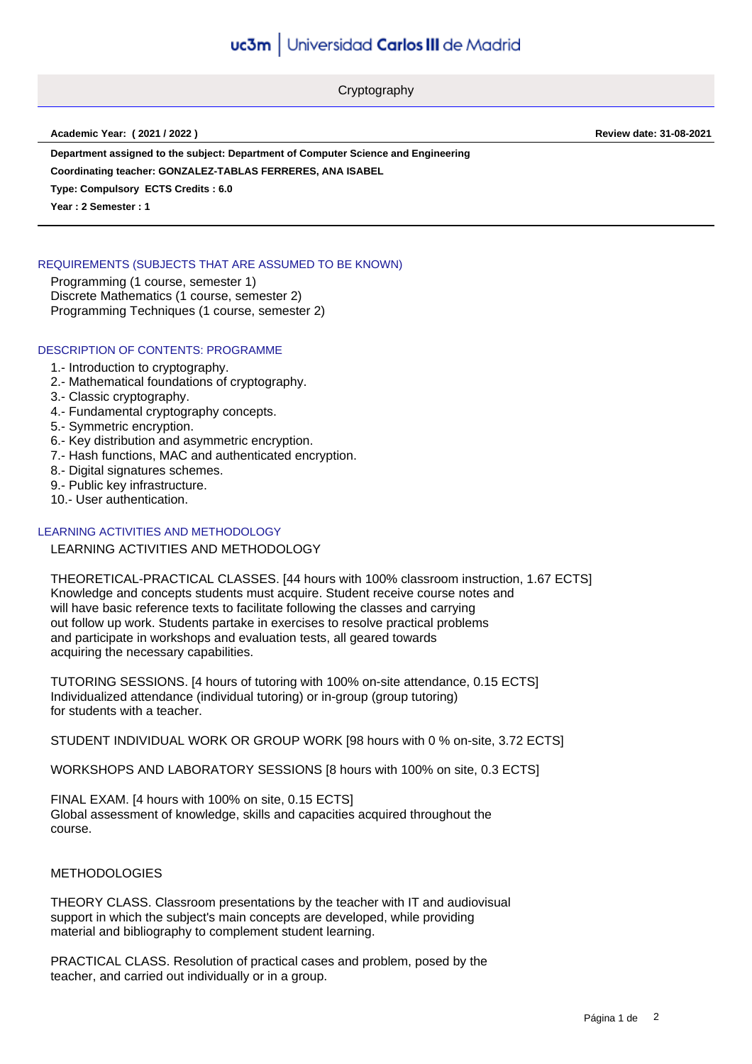# Cryptography

**Academic Year: ( 2021 / 2022 )** **Review date: 31-08-2021**

**Department assigned to the subject: Department of Computer Science and Engineering**

**Coordinating teacher: GONZALEZ-TABLAS FERRERES, ANA ISABEL**

**Type: Compulsory ECTS Credits : 6.0**

**Year : 2 Semester : 1**

## REQUIREMENTS (SUBJECTS THAT ARE ASSUMED TO BE KNOWN)

Programming (1 course, semester 1)
Discrete Mathematics (1 course, semester 2)
Programming Techniques (1 course, semester 2)

## DESCRIPTION OF CONTENTS: PROGRAMME

1.- Introduction to cryptography.
2.- Mathematical foundations of cryptography.
3.- Classic cryptography.
4.- Fundamental cryptography concepts.
5.- Symmetric encryption.
6.- Key distribution and asymmetric encryption.
7.- Hash functions, MAC and authenticated encryption.
8.- Digital signatures schemes.
9.- Public key infrastructure.
10.- User authentication.

## LEARNING ACTIVITIES AND METHODOLOGY

LEARNING ACTIVITIES AND METHODOLOGY

THEORETICAL-PRACTICAL CLASSES. [44 hours with 100% classroom instruction, 1.67 ECTS]
Knowledge and concepts students must acquire. Student receive course notes and will have basic reference texts to facilitate following the classes and carrying out follow up work. Students partake in exercises to resolve practical problems and participate in workshops and evaluation tests, all geared towards acquiring the necessary capabilities.

TUTORING SESSIONS. [4 hours of tutoring with 100% on-site attendance, 0.15 ECTS]
Individualized attendance (individual tutoring) or in-group (group tutoring) for students with a teacher.

STUDENT INDIVIDUAL WORK OR GROUP WORK [98 hours with 0 % on-site, 3.72 ECTS]

WORKSHOPS AND LABORATORY SESSIONS [8 hours with 100% on site, 0.3 ECTS]

FINAL EXAM. [4 hours with 100% on site, 0.15 ECTS]
Global assessment of knowledge, skills and capacities acquired throughout the course.

METHODOLOGIES

THEORY CLASS. Classroom presentations by the teacher with IT and audiovisual support in which the subject's main concepts are developed, while providing material and bibliography to complement student learning.

PRACTICAL CLASS. Resolution of practical cases and problem, posed by the teacher, and carried out individually or in a group.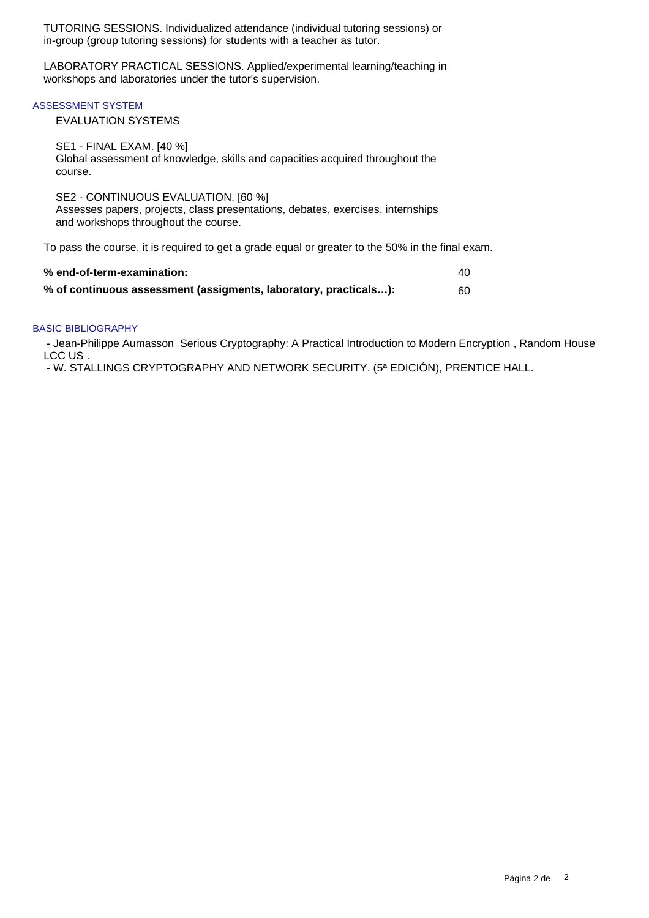TUTORING SESSIONS. Individualized attendance (individual tutoring sessions) or in-group (group tutoring sessions) for students with a teacher as tutor.

LABORATORY PRACTICAL SESSIONS. Applied/experimental learning/teaching in workshops and laboratories under the tutor's supervision.

## ASSESSMENT SYSTEM

EVALUATION SYSTEMS

SE1 - FINAL EXAM. [40 %]
Global assessment of knowledge, skills and capacities acquired throughout the course.

SE2 - CONTINUOUS EVALUATION. [60 %]
Assesses papers, projects, class presentations, debates, exercises, internships and workshops throughout the course.

To pass the course, it is required to get a grade equal or greater to the 50% in the final exam.

| | |
|---|---|
| **% end-of-term-examination:** | 40 |
| **% of continuous assessment (assigments, laboratory, practicals…):** | 60 |

## BASIC BIBLIOGRAPHY

- Jean-Philippe Aumasson Serious Cryptography: A Practical Introduction to Modern Encryption , Random House LCC US .
- W. STALLINGS CRYPTOGRAPHY AND NETWORK SECURITY. (5ª EDICIÓN), PRENTICE HALL.